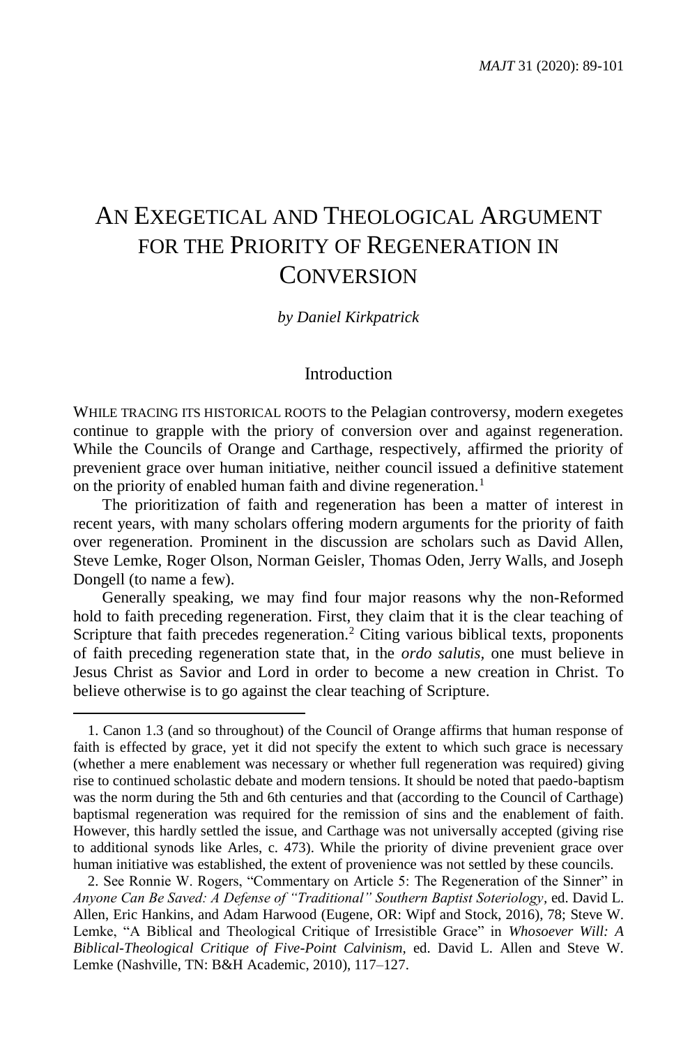# An Exegetical and Theological Argument for the Priority of Regeneration in Conversion

*by Daniel Kirkpatrick*

## Introduction

WHILE TRACING ITS HISTORICAL ROOTS to the Pelagian controversy, modern exegetes continue to grapple with the priory of conversion over and against regeneration. While the Councils of Orange and Carthage, respectively, affirmed the priority of prevenient grace over human initiative, neither council issued a definitive statement on the priority of enabled human faith and divine regeneration.[1]

The prioritization of faith and regeneration has been a matter of interest in recent years, with many scholars offering modern arguments for the priority of faith over regeneration. Prominent in the discussion are scholars such as David Allen, Steve Lemke, Roger Olson, Norman Geisler, Thomas Oden, Jerry Walls, and Joseph Dongell (to name a few).

Generally speaking, we may find four major reasons why the non-Reformed hold to faith preceding regeneration. First, they claim that it is the clear teaching of Scripture that faith precedes regeneration.[2] Citing various biblical texts, proponents of faith preceding regeneration state that, in the *ordo salutis,* one must believe in Jesus Christ as Savior and Lord in order to become a new creation in Christ. To believe otherwise is to go against the clear teaching of Scripture.

---

1. Canon 1.3 (and so throughout) of the Council of Orange affirms that human response of faith is effected by grace, yet it did not specify the extent to which such grace is necessary (whether a mere enablement was necessary or whether full regeneration was required) giving rise to continued scholastic debate and modern tensions. It should be noted that paedo-baptism was the norm during the 5th and 6th centuries and that (according to the Council of Carthage) baptismal regeneration was required for the remission of sins and the enablement of faith. However, this hardly settled the issue, and Carthage was not universally accepted (giving rise to additional synods like Arles, c. 473). While the priority of divine prevenient grace over human initiative was established, the extent of provenience was not settled by these councils.

2. See Ronnie W. Rogers, "Commentary on Article 5: The Regeneration of the Sinner" in *Anyone Can Be Saved: A Defense of "Traditional" Southern Baptist Soteriology*, ed. David L. Allen, Eric Hankins, and Adam Harwood (Eugene, OR: Wipf and Stock, 2016), 78; Steve W. Lemke, "A Biblical and Theological Critique of Irresistible Grace" in *Whosoever Will: A Biblical-Theological Critique of Five-Point Calvinism,* ed. David L. Allen and Steve W. Lemke (Nashville, TN: B&H Academic, 2010), 117–127.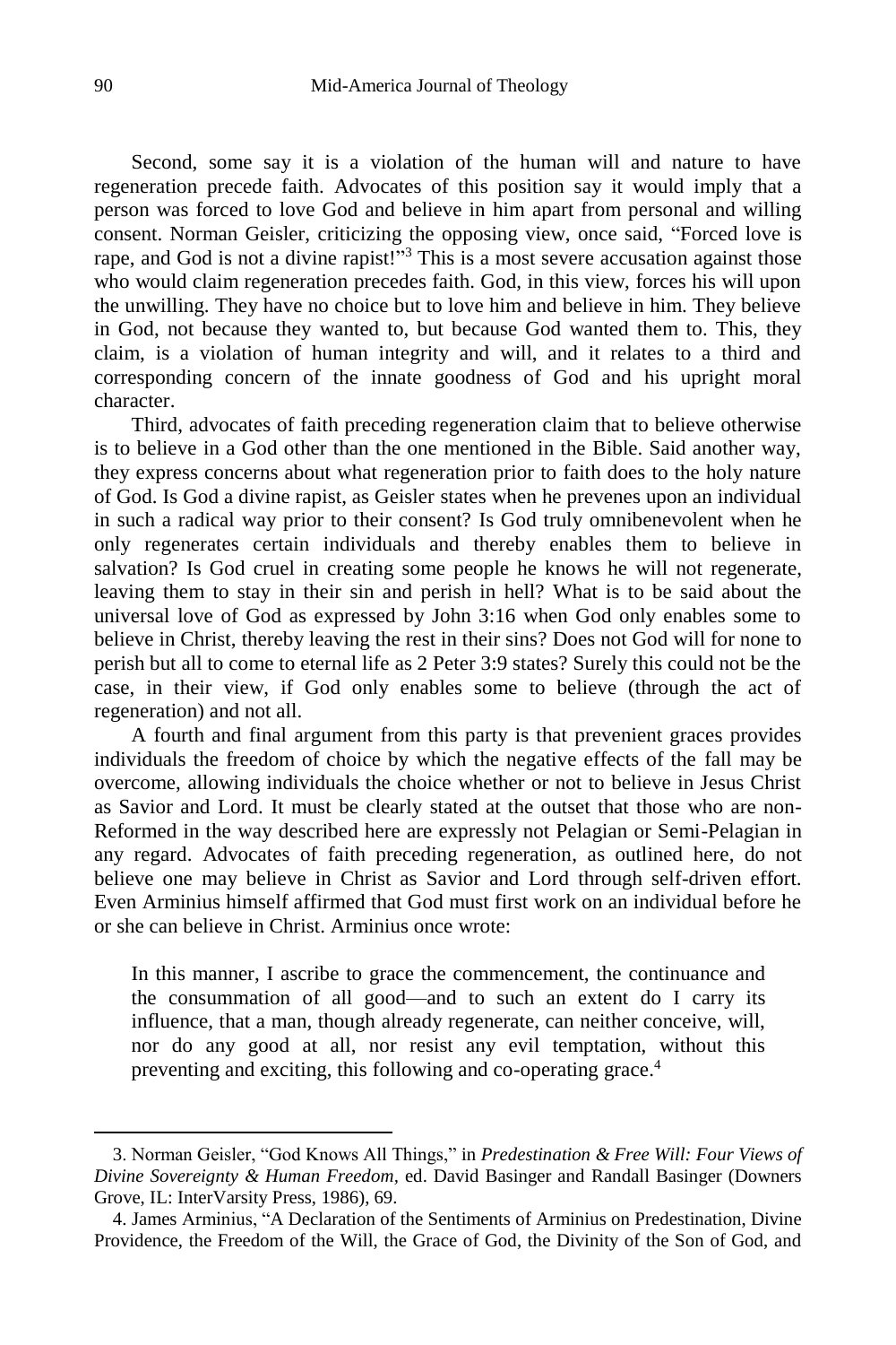Second, some say it is a violation of the human will and nature to have regeneration precede faith. Advocates of this position say it would imply that a person was forced to love God and believe in him apart from personal and willing consent. Norman Geisler, criticizing the opposing view, once said, "Forced love is rape, and God is not a divine rapist!"[3] This is a most severe accusation against those who would claim regeneration precedes faith. God, in this view, forces his will upon the unwilling. They have no choice but to love him and believe in him. They believe in God, not because they wanted to, but because God wanted them to. This, they claim, is a violation of human integrity and will, and it relates to a third and corresponding concern of the innate goodness of God and his upright moral character.

Third, advocates of faith preceding regeneration claim that to believe otherwise is to believe in a God other than the one mentioned in the Bible. Said another way, they express concerns about what regeneration prior to faith does to the holy nature of God. Is God a divine rapist, as Geisler states when he prevenes upon an individual in such a radical way prior to their consent? Is God truly omnibenevolent when he only regenerates certain individuals and thereby enables them to believe in salvation? Is God cruel in creating some people he knows he will not regenerate, leaving them to stay in their sin and perish in hell? What is to be said about the universal love of God as expressed by John 3:16 when God only enables some to believe in Christ, thereby leaving the rest in their sins? Does not God will for none to perish but all to come to eternal life as 2 Peter 3:9 states? Surely this could not be the case, in their view, if God only enables some to believe (through the act of regeneration) and not all.

A fourth and final argument from this party is that prevenient graces provides individuals the freedom of choice by which the negative effects of the fall may be overcome, allowing individuals the choice whether or not to believe in Jesus Christ as Savior and Lord. It must be clearly stated at the outset that those who are non-Reformed in the way described here are expressly not Pelagian or Semi-Pelagian in any regard. Advocates of faith preceding regeneration, as outlined here, do not believe one may believe in Christ as Savior and Lord through self-driven effort. Even Arminius himself affirmed that God must first work on an individual before he or she can believe in Christ. Arminius once wrote:

> In this manner, I ascribe to grace the commencement, the continuance and the consummation of all good—and to such an extent do I carry its influence, that a man, though already regenerate, can neither conceive, will, nor do any good at all, nor resist any evil temptation, without this preventing and exciting, this following and co-operating grace.[4]

---

3. Norman Geisler, "God Knows All Things," in *Predestination & Free Will: Four Views of Divine Sovereignty & Human Freedom*, ed. David Basinger and Randall Basinger (Downers Grove, IL: InterVarsity Press, 1986), 69.

4. James Arminius, "A Declaration of the Sentiments of Arminius on Predestination, Divine Providence, the Freedom of the Will, the Grace of God, the Divinity of the Son of God, and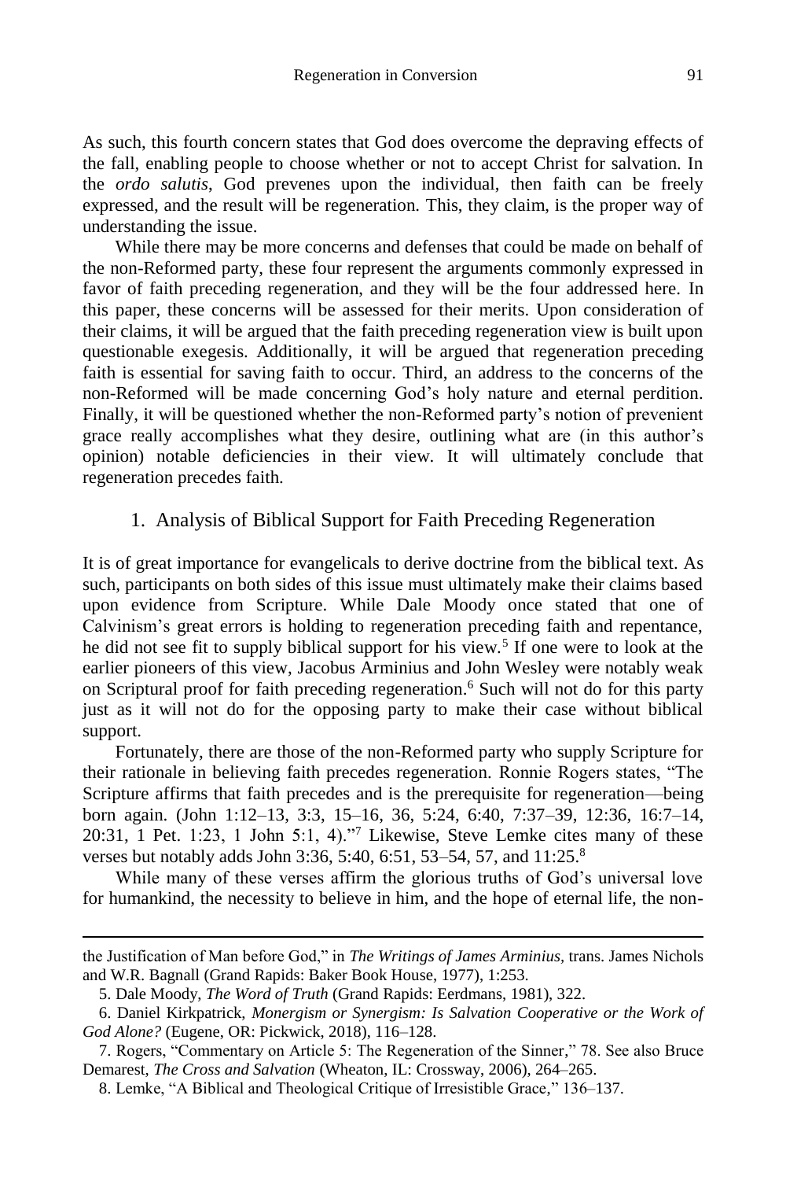As such, this fourth concern states that God does overcome the depraving effects of the fall, enabling people to choose whether or not to accept Christ for salvation. In the *ordo salutis*, God prevenes upon the individual, then faith can be freely expressed, and the result will be regeneration. This, they claim, is the proper way of understanding the issue.

While there may be more concerns and defenses that could be made on behalf of the non-Reformed party, these four represent the arguments commonly expressed in favor of faith preceding regeneration, and they will be the four addressed here. In this paper, these concerns will be assessed for their merits. Upon consideration of their claims, it will be argued that the faith preceding regeneration view is built upon questionable exegesis. Additionally, it will be argued that regeneration preceding faith is essential for saving faith to occur. Third, an address to the concerns of the non-Reformed will be made concerning God's holy nature and eternal perdition. Finally, it will be questioned whether the non-Reformed party's notion of prevenient grace really accomplishes what they desire, outlining what are (in this author's opinion) notable deficiencies in their view. It will ultimately conclude that regeneration precedes faith.

## 1. Analysis of Biblical Support for Faith Preceding Regeneration

It is of great importance for evangelicals to derive doctrine from the biblical text. As such, participants on both sides of this issue must ultimately make their claims based upon evidence from Scripture. While Dale Moody once stated that one of Calvinism's great errors is holding to regeneration preceding faith and repentance, he did not see fit to supply biblical support for his view.[5] If one were to look at the earlier pioneers of this view, Jacobus Arminius and John Wesley were notably weak on Scriptural proof for faith preceding regeneration.[6] Such will not do for this party just as it will not do for the opposing party to make their case without biblical support.

Fortunately, there are those of the non-Reformed party who supply Scripture for their rationale in believing faith precedes regeneration. Ronnie Rogers states, "The Scripture affirms that faith precedes and is the prerequisite for regeneration—being born again. (John 1:12–13, 3:3, 15–16, 36, 5:24, 6:40, 7:37–39, 12:36, 16:7–14, 20:31, 1 Pet. 1:23, 1 John 5:1, 4)."[7] Likewise, Steve Lemke cites many of these verses but notably adds John 3:36, 5:40, 6:51, 53–54, 57, and 11:25.[8]

While many of these verses affirm the glorious truths of God's universal love for humankind, the necessity to believe in him, and the hope of eternal life, the non-

---

the Justification of Man before God," in *The Writings of James Arminius*, trans. James Nichols and W.R. Bagnall (Grand Rapids: Baker Book House, 1977), 1:253.

5. Dale Moody, *The Word of Truth* (Grand Rapids: Eerdmans, 1981), 322.

6. Daniel Kirkpatrick, *Monergism or Synergism: Is Salvation Cooperative or the Work of God Alone?* (Eugene, OR: Pickwick, 2018), 116–128.

7. Rogers, "Commentary on Article 5: The Regeneration of the Sinner," 78. See also Bruce Demarest, *The Cross and Salvation* (Wheaton, IL: Crossway, 2006), 264–265.

8. Lemke, "A Biblical and Theological Critique of Irresistible Grace," 136–137.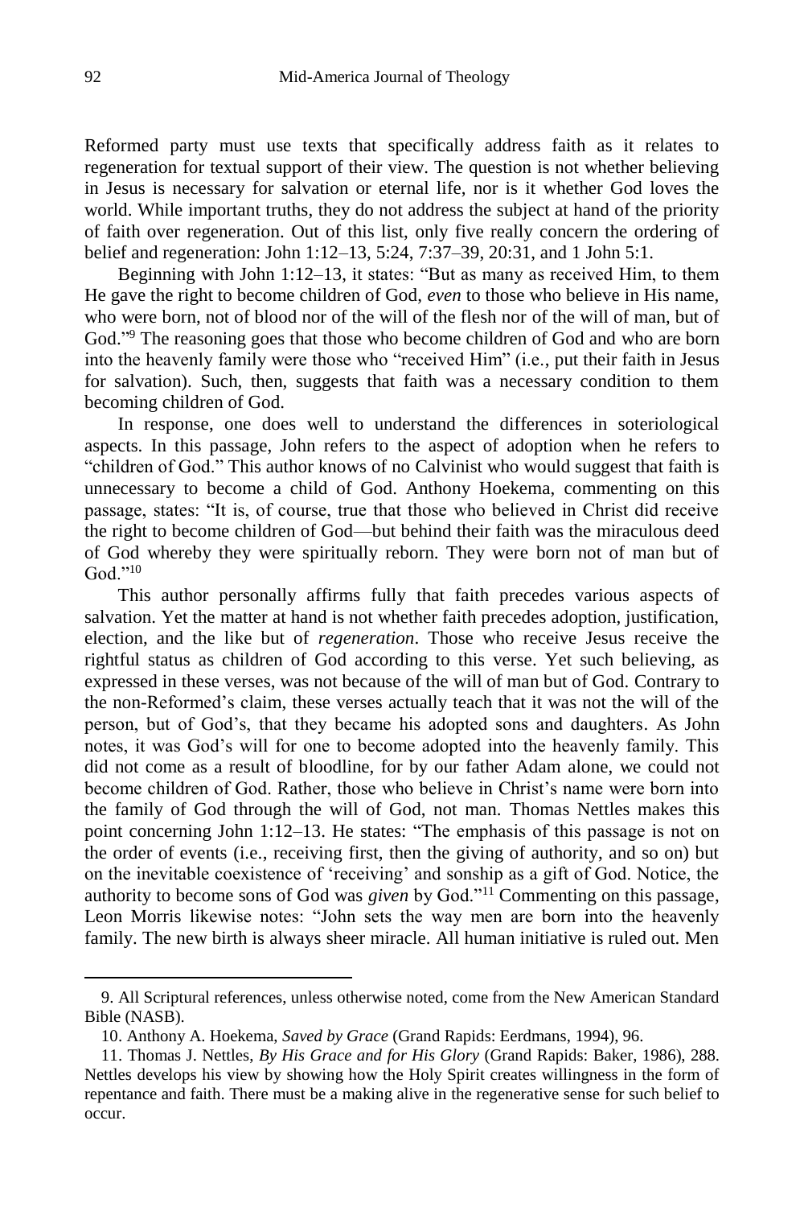Reformed party must use texts that specifically address faith as it relates to regeneration for textual support of their view. The question is not whether believing in Jesus is necessary for salvation or eternal life, nor is it whether God loves the world. While important truths, they do not address the subject at hand of the priority of faith over regeneration. Out of this list, only five really concern the ordering of belief and regeneration: John 1:12–13, 5:24, 7:37–39, 20:31, and 1 John 5:1.

Beginning with John 1:12–13, it states: "But as many as received Him, to them He gave the right to become children of God, *even* to those who believe in His name, who were born, not of blood nor of the will of the flesh nor of the will of man, but of God."[9] The reasoning goes that those who become children of God and who are born into the heavenly family were those who "received Him" (i.e., put their faith in Jesus for salvation). Such, then, suggests that faith was a necessary condition to them becoming children of God.

In response, one does well to understand the differences in soteriological aspects. In this passage, John refers to the aspect of adoption when he refers to "children of God." This author knows of no Calvinist who would suggest that faith is unnecessary to become a child of God. Anthony Hoekema, commenting on this passage, states: "It is, of course, true that those who believed in Christ did receive the right to become children of God—but behind their faith was the miraculous deed of God whereby they were spiritually reborn. They were born not of man but of God."[10]

This author personally affirms fully that faith precedes various aspects of salvation. Yet the matter at hand is not whether faith precedes adoption, justification, election, and the like but of *regeneration*. Those who receive Jesus receive the rightful status as children of God according to this verse. Yet such believing, as expressed in these verses, was not because of the will of man but of God. Contrary to the non-Reformed's claim, these verses actually teach that it was not the will of the person, but of God's, that they became his adopted sons and daughters. As John notes, it was God's will for one to become adopted into the heavenly family. This did not come as a result of bloodline, for by our father Adam alone, we could not become children of God. Rather, those who believe in Christ's name were born into the family of God through the will of God, not man. Thomas Nettles makes this point concerning John 1:12–13. He states: "The emphasis of this passage is not on the order of events (i.e., receiving first, then the giving of authority, and so on) but on the inevitable coexistence of 'receiving' and sonship as a gift of God. Notice, the authority to become sons of God was *given* by God."[11] Commenting on this passage, Leon Morris likewise notes: "John sets the way men are born into the heavenly family. The new birth is always sheer miracle. All human initiative is ruled out. Men

---

9. All Scriptural references, unless otherwise noted, come from the New American Standard Bible (NASB).

10. Anthony A. Hoekema, *Saved by Grace* (Grand Rapids: Eerdmans, 1994), 96.

11. Thomas J. Nettles, *By His Grace and for His Glory* (Grand Rapids: Baker, 1986), 288. Nettles develops his view by showing how the Holy Spirit creates willingness in the form of repentance and faith. There must be a making alive in the regenerative sense for such belief to occur.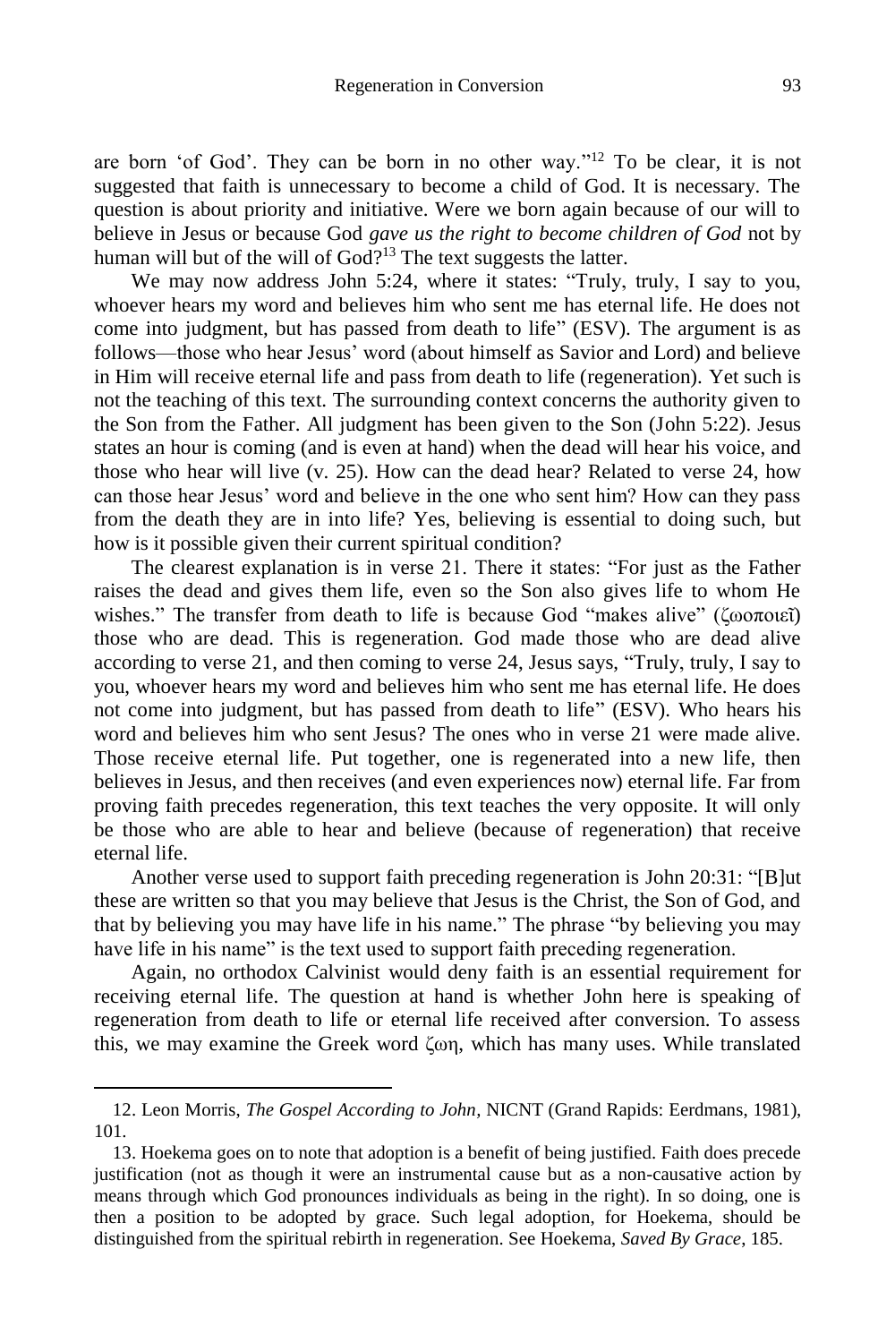are born 'of God'. They can be born in no other way."[12] To be clear, it is not suggested that faith is unnecessary to become a child of God. It is necessary. The question is about priority and initiative. Were we born again because of our will to believe in Jesus or because God *gave us the right to become children of God* not by human will but of the will of God?[13] The text suggests the latter.

We may now address John 5:24, where it states: "Truly, truly, I say to you, whoever hears my word and believes him who sent me has eternal life. He does not come into judgment, but has passed from death to life" (ESV). The argument is as follows—those who hear Jesus' word (about himself as Savior and Lord) and believe in Him will receive eternal life and pass from death to life (regeneration). Yet such is not the teaching of this text. The surrounding context concerns the authority given to the Son from the Father. All judgment has been given to the Son (John 5:22). Jesus states an hour is coming (and is even at hand) when the dead will hear his voice, and those who hear will live (v. 25). How can the dead hear? Related to verse 24, how can those hear Jesus' word and believe in the one who sent him? How can they pass from the death they are in into life? Yes, believing is essential to doing such, but how is it possible given their current spiritual condition?

The clearest explanation is in verse 21. There it states: "For just as the Father raises the dead and gives them life, even so the Son also gives life to whom He wishes." The transfer from death to life is because God "makes alive" (ζωοποιεῖ) those who are dead. This is regeneration. God made those who are dead alive according to verse 21, and then coming to verse 24, Jesus says, "Truly, truly, I say to you, whoever hears my word and believes him who sent me has eternal life. He does not come into judgment, but has passed from death to life" (ESV). Who hears his word and believes him who sent Jesus? The ones who in verse 21 were made alive. Those receive eternal life. Put together, one is regenerated into a new life, then believes in Jesus, and then receives (and even experiences now) eternal life. Far from proving faith precedes regeneration, this text teaches the very opposite. It will only be those who are able to hear and believe (because of regeneration) that receive eternal life.

Another verse used to support faith preceding regeneration is John 20:31: "[B]ut these are written so that you may believe that Jesus is the Christ, the Son of God, and that by believing you may have life in his name." The phrase "by believing you may have life in his name" is the text used to support faith preceding regeneration.

Again, no orthodox Calvinist would deny faith is an essential requirement for receiving eternal life. The question at hand is whether John here is speaking of regeneration from death to life or eternal life received after conversion. To assess this, we may examine the Greek word ζωη, which has many uses. While translated

---

12. Leon Morris, *The Gospel According to John,* NICNT (Grand Rapids: Eerdmans, 1981), 101.

13. Hoekema goes on to note that adoption is a benefit of being justified. Faith does precede justification (not as though it were an instrumental cause but as a non-causative action by means through which God pronounces individuals as being in the right). In so doing, one is then a position to be adopted by grace. Such legal adoption, for Hoekema, should be distinguished from the spiritual rebirth in regeneration. See Hoekema, *Saved By Grace*, 185.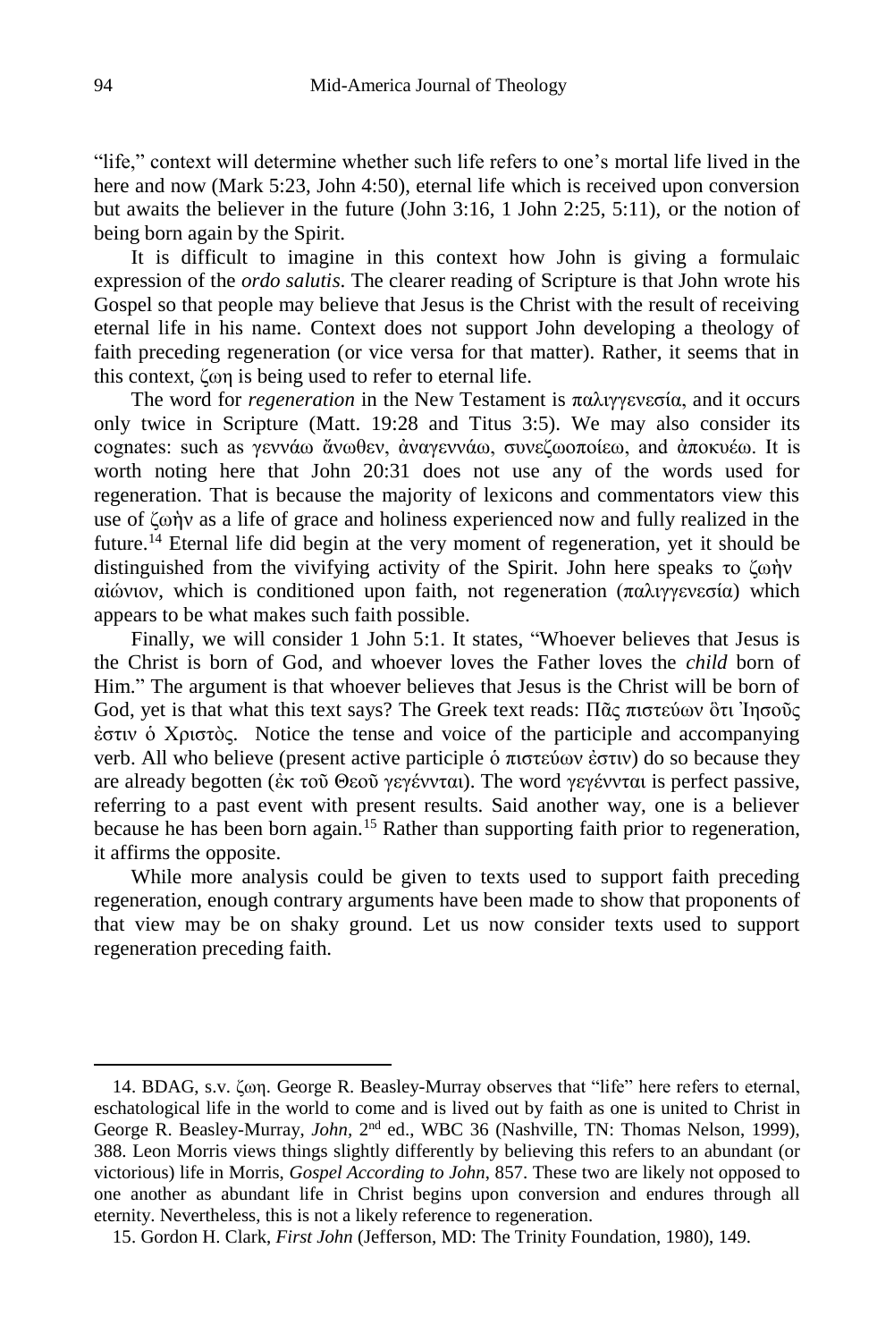"life," context will determine whether such life refers to one's mortal life lived in the here and now (Mark 5:23, John 4:50), eternal life which is received upon conversion but awaits the believer in the future (John 3:16, 1 John 2:25, 5:11), or the notion of being born again by the Spirit.

It is difficult to imagine in this context how John is giving a formulaic expression of the *ordo salutis*. The clearer reading of Scripture is that John wrote his Gospel so that people may believe that Jesus is the Christ with the result of receiving eternal life in his name. Context does not support John developing a theology of faith preceding regeneration (or vice versa for that matter). Rather, it seems that in this context, ζωη is being used to refer to eternal life.

The word for *regeneration* in the New Testament is παλιγγενεσία, and it occurs only twice in Scripture (Matt. 19:28 and Titus 3:5). We may also consider its cognates: such as γεννάω ἄνωθεν, ἀναγεννάω, συνεζωοποίεω, and ἀποκυέω. It is worth noting here that John 20:31 does not use any of the words used for regeneration. That is because the majority of lexicons and commentators view this use of ζωὴν as a life of grace and holiness experienced now and fully realized in the future.[14] Eternal life did begin at the very moment of regeneration, yet it should be distinguished from the vivifying activity of the Spirit. John here speaks το ζωὴν αἰώνιον, which is conditioned upon faith, not regeneration (παλιγγενεσία) which appears to be what makes such faith possible.

Finally, we will consider 1 John 5:1. It states, "Whoever believes that Jesus is the Christ is born of God, and whoever loves the Father loves the *child* born of Him." The argument is that whoever believes that Jesus is the Christ will be born of God, yet is that what this text says? The Greek text reads: Πᾶς πιστεύων ὅτι Ἰησοῦς ἐστιν ὁ Χριστὸς. Notice the tense and voice of the participle and accompanying verb. All who believe (present active participle ὁ πιστεύων ἐστιν) do so because they are already begotten (ἐκ τοῦ Θεοῦ γεγέννται). The word γεγέννται is perfect passive, referring to a past event with present results. Said another way, one is a believer because he has been born again.[15] Rather than supporting faith prior to regeneration, it affirms the opposite.

While more analysis could be given to texts used to support faith preceding regeneration, enough contrary arguments have been made to show that proponents of that view may be on shaky ground. Let us now consider texts used to support regeneration preceding faith.

---

14. BDAG, s.v. ζωη. George R. Beasley-Murray observes that "life" here refers to eternal, eschatological life in the world to come and is lived out by faith as one is united to Christ in George R. Beasley-Murray, *John*, 2nd ed., WBC 36 (Nashville, TN: Thomas Nelson, 1999), 388. Leon Morris views things slightly differently by believing this refers to an abundant (or victorious) life in Morris, *Gospel According to John*, 857. These two are likely not opposed to one another as abundant life in Christ begins upon conversion and endures through all eternity. Nevertheless, this is not a likely reference to regeneration.

15. Gordon H. Clark, *First John* (Jefferson, MD: The Trinity Foundation, 1980), 149.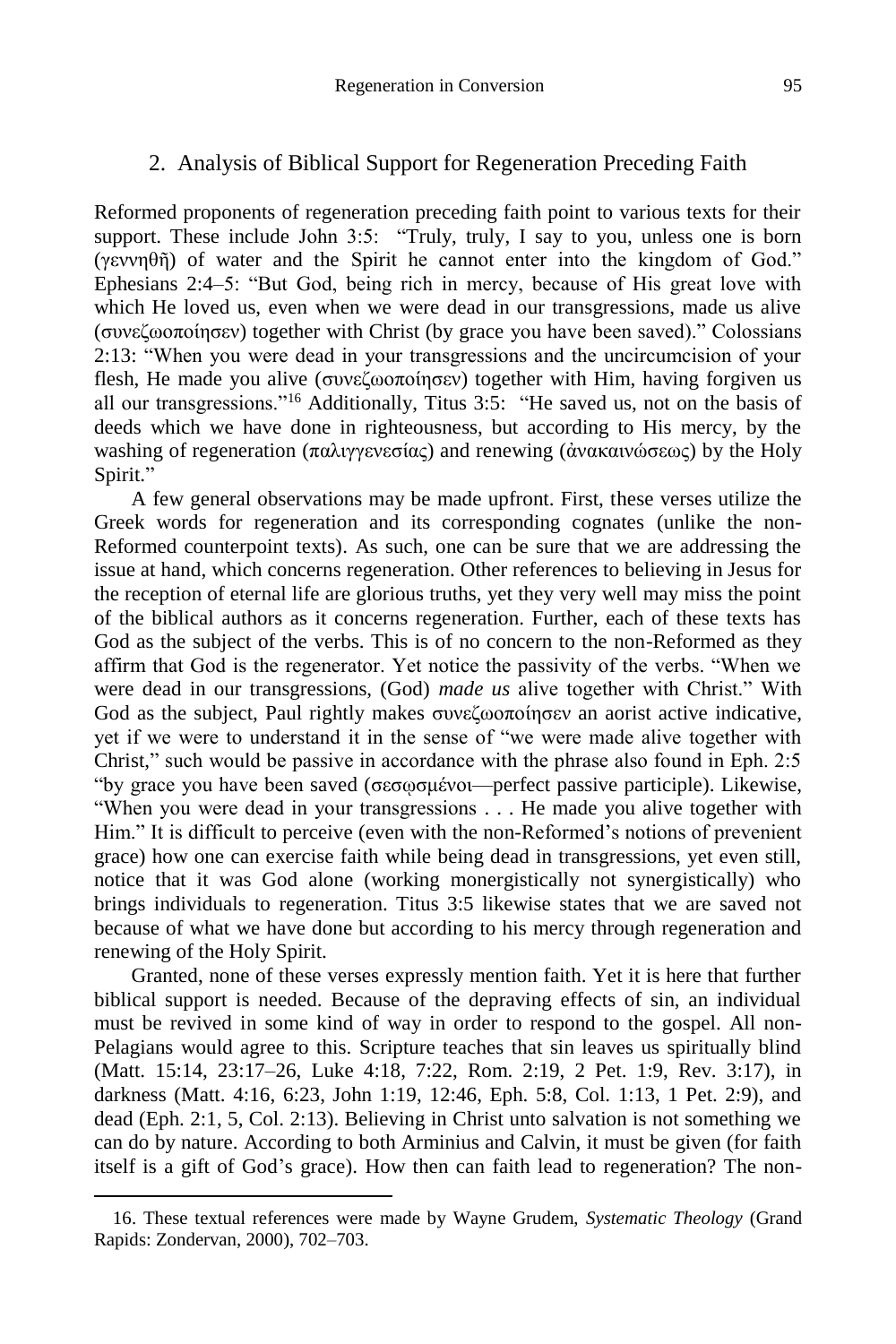## 2. Analysis of Biblical Support for Regeneration Preceding Faith

Reformed proponents of regeneration preceding faith point to various texts for their support. These include John 3:5: "Truly, truly, I say to you, unless one is born (γεννηθῇ) of water and the Spirit he cannot enter into the kingdom of God." Ephesians 2:4–5: "But God, being rich in mercy, because of His great love with which He loved us, even when we were dead in our transgressions, made us alive (συνεζωοποίησεν) together with Christ (by grace you have been saved)." Colossians 2:13: "When you were dead in your transgressions and the uncircumcision of your flesh, He made you alive (συνεζωοποίησεν) together with Him, having forgiven us all our transgressions."[16] Additionally, Titus 3:5: "He saved us, not on the basis of deeds which we have done in righteousness, but according to His mercy, by the washing of regeneration (παλιγγενεσίας) and renewing (ἀνακαινώσεως) by the Holy Spirit."

A few general observations may be made upfront. First, these verses utilize the Greek words for regeneration and its corresponding cognates (unlike the non-Reformed counterpoint texts). As such, one can be sure that we are addressing the issue at hand, which concerns regeneration. Other references to believing in Jesus for the reception of eternal life are glorious truths, yet they very well may miss the point of the biblical authors as it concerns regeneration. Further, each of these texts has God as the subject of the verbs. This is of no concern to the non-Reformed as they affirm that God is the regenerator. Yet notice the passivity of the verbs. "When we were dead in our transgressions, (God) *made us* alive together with Christ." With God as the subject, Paul rightly makes συνεζωοποίησεν an aorist active indicative, yet if we were to understand it in the sense of "we were made alive together with Christ," such would be passive in accordance with the phrase also found in Eph. 2:5 "by grace you have been saved (σεσῳσμένοι—perfect passive participle). Likewise, "When you were dead in your transgressions . . . He made you alive together with Him." It is difficult to perceive (even with the non-Reformed's notions of prevenient grace) how one can exercise faith while being dead in transgressions, yet even still, notice that it was God alone (working monergistically not synergistically) who brings individuals to regeneration. Titus 3:5 likewise states that we are saved not because of what we have done but according to his mercy through regeneration and renewing of the Holy Spirit.

Granted, none of these verses expressly mention faith. Yet it is here that further biblical support is needed. Because of the depraving effects of sin, an individual must be revived in some kind of way in order to respond to the gospel. All non-Pelagians would agree to this. Scripture teaches that sin leaves us spiritually blind (Matt. 15:14, 23:17–26, Luke 4:18, 7:22, Rom. 2:19, 2 Pet. 1:9, Rev. 3:17), in darkness (Matt. 4:16, 6:23, John 1:19, 12:46, Eph. 5:8, Col. 1:13, 1 Pet. 2:9), and dead (Eph. 2:1, 5, Col. 2:13). Believing in Christ unto salvation is not something we can do by nature. According to both Arminius and Calvin, it must be given (for faith itself is a gift of God's grace). How then can faith lead to regeneration? The non-

16. These textual references were made by Wayne Grudem, *Systematic Theology* (Grand Rapids: Zondervan, 2000), 702–703.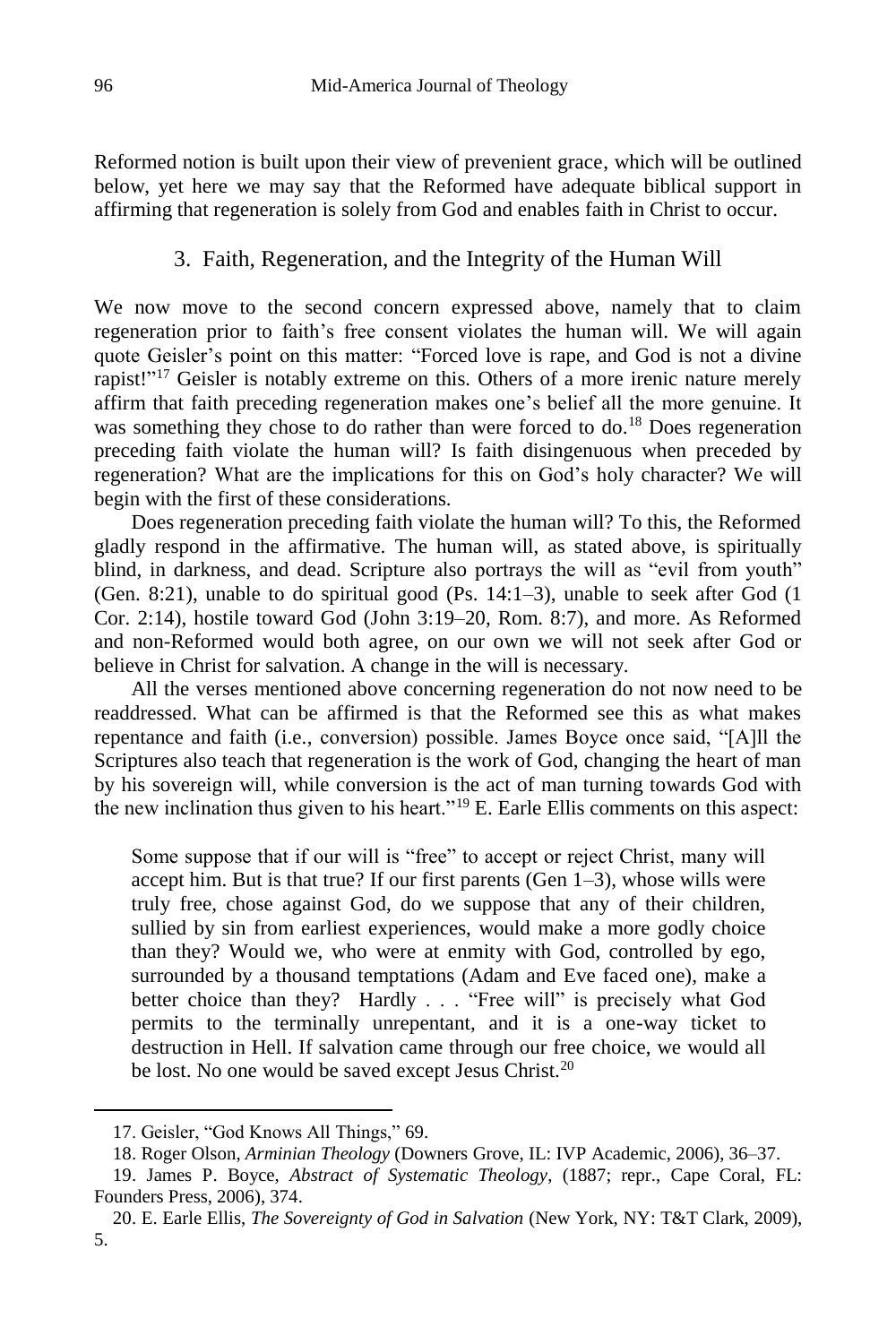Reformed notion is built upon their view of prevenient grace, which will be outlined below, yet here we may say that the Reformed have adequate biblical support in affirming that regeneration is solely from God and enables faith in Christ to occur.

## 3. Faith, Regeneration, and the Integrity of the Human Will

We now move to the second concern expressed above, namely that to claim regeneration prior to faith's free consent violates the human will. We will again quote Geisler's point on this matter: "Forced love is rape, and God is not a divine rapist!"[17] Geisler is notably extreme on this. Others of a more irenic nature merely affirm that faith preceding regeneration makes one's belief all the more genuine. It was something they chose to do rather than were forced to do.[18] Does regeneration preceding faith violate the human will? Is faith disingenuous when preceded by regeneration? What are the implications for this on God's holy character? We will begin with the first of these considerations.

Does regeneration preceding faith violate the human will? To this, the Reformed gladly respond in the affirmative. The human will, as stated above, is spiritually blind, in darkness, and dead. Scripture also portrays the will as "evil from youth" (Gen. 8:21), unable to do spiritual good (Ps. 14:1–3), unable to seek after God (1 Cor. 2:14), hostile toward God (John 3:19–20, Rom. 8:7), and more. As Reformed and non-Reformed would both agree, on our own we will not seek after God or believe in Christ for salvation. A change in the will is necessary.

All the verses mentioned above concerning regeneration do not now need to be readdressed. What can be affirmed is that the Reformed see this as what makes repentance and faith (i.e., conversion) possible. James Boyce once said, "[A]ll the Scriptures also teach that regeneration is the work of God, changing the heart of man by his sovereign will, while conversion is the act of man turning towards God with the new inclination thus given to his heart."[19] E. Earle Ellis comments on this aspect:

> Some suppose that if our will is "free" to accept or reject Christ, many will accept him. But is that true? If our first parents (Gen 1–3), whose wills were truly free, chose against God, do we suppose that any of their children, sullied by sin from earliest experiences, would make a more godly choice than they? Would we, who were at enmity with God, controlled by ego, surrounded by a thousand temptations (Adam and Eve faced one), make a better choice than they? Hardly . . . "Free will" is precisely what God permits to the terminally unrepentant, and it is a one-way ticket to destruction in Hell. If salvation came through our free choice, we would all be lost. No one would be saved except Jesus Christ.[20]

---

17. Geisler, "God Knows All Things," 69.

18. Roger Olson, *Arminian Theology* (Downers Grove, IL: IVP Academic, 2006), 36–37.

19. James P. Boyce, *Abstract of Systematic Theology*, (1887; repr., Cape Coral, FL: Founders Press, 2006), 374.

20. E. Earle Ellis, *The Sovereignty of God in Salvation* (New York, NY: T&T Clark, 2009), 5.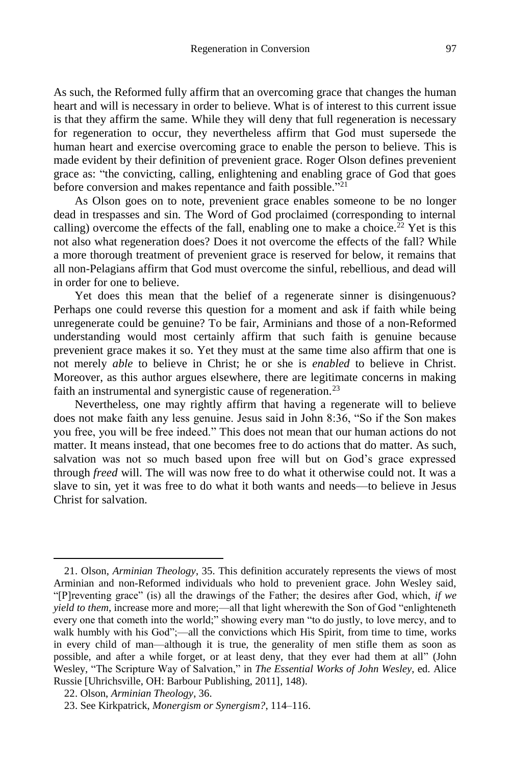As such, the Reformed fully affirm that an overcoming grace that changes the human heart and will is necessary in order to believe. What is of interest to this current issue is that they affirm the same. While they will deny that full regeneration is necessary for regeneration to occur, they nevertheless affirm that God must supersede the human heart and exercise overcoming grace to enable the person to believe. This is made evident by their definition of prevenient grace. Roger Olson defines prevenient grace as: "the convicting, calling, enlightening and enabling grace of God that goes before conversion and makes repentance and faith possible."[21]

As Olson goes on to note, prevenient grace enables someone to be no longer dead in trespasses and sin. The Word of God proclaimed (corresponding to internal calling) overcome the effects of the fall, enabling one to make a choice.[22] Yet is this not also what regeneration does? Does it not overcome the effects of the fall? While a more thorough treatment of prevenient grace is reserved for below, it remains that all non-Pelagians affirm that God must overcome the sinful, rebellious, and dead will in order for one to believe.

Yet does this mean that the belief of a regenerate sinner is disingenuous? Perhaps one could reverse this question for a moment and ask if faith while being unregenerate could be genuine? To be fair, Arminians and those of a non-Reformed understanding would most certainly affirm that such faith is genuine because prevenient grace makes it so. Yet they must at the same time also affirm that one is not merely *able* to believe in Christ; he or she is *enabled* to believe in Christ. Moreover, as this author argues elsewhere, there are legitimate concerns in making faith an instrumental and synergistic cause of regeneration.[23]

Nevertheless, one may rightly affirm that having a regenerate will to believe does not make faith any less genuine. Jesus said in John 8:36, "So if the Son makes you free, you will be free indeed." This does not mean that our human actions do not matter. It means instead, that one becomes free to do actions that do matter. As such, salvation was not so much based upon free will but on God's grace expressed through *freed* will. The will was now free to do what it otherwise could not. It was a slave to sin, yet it was free to do what it both wants and needs—to believe in Jesus Christ for salvation.

---

21. Olson, *Arminian Theology*, 35. This definition accurately represents the views of most Arminian and non-Reformed individuals who hold to prevenient grace. John Wesley said, "[P]reventing grace" (is) all the drawings of the Father; the desires after God, which, *if we yield to them*, increase more and more;—all that light wherewith the Son of God "enlighteneth every one that cometh into the world;" showing every man "to do justly, to love mercy, and to walk humbly with his God";—all the convictions which His Spirit, from time to time, works in every child of man—although it is true, the generality of men stifle them as soon as possible, and after a while forget, or at least deny, that they ever had them at all" (John Wesley, "The Scripture Way of Salvation," in *The Essential Works of John Wesley*, ed. Alice Russie [Uhrichsville, OH: Barbour Publishing, 2011], 148).

22. Olson, *Arminian Theology*, 36.

23. See Kirkpatrick, *Monergism or Synergism?*, 114–116.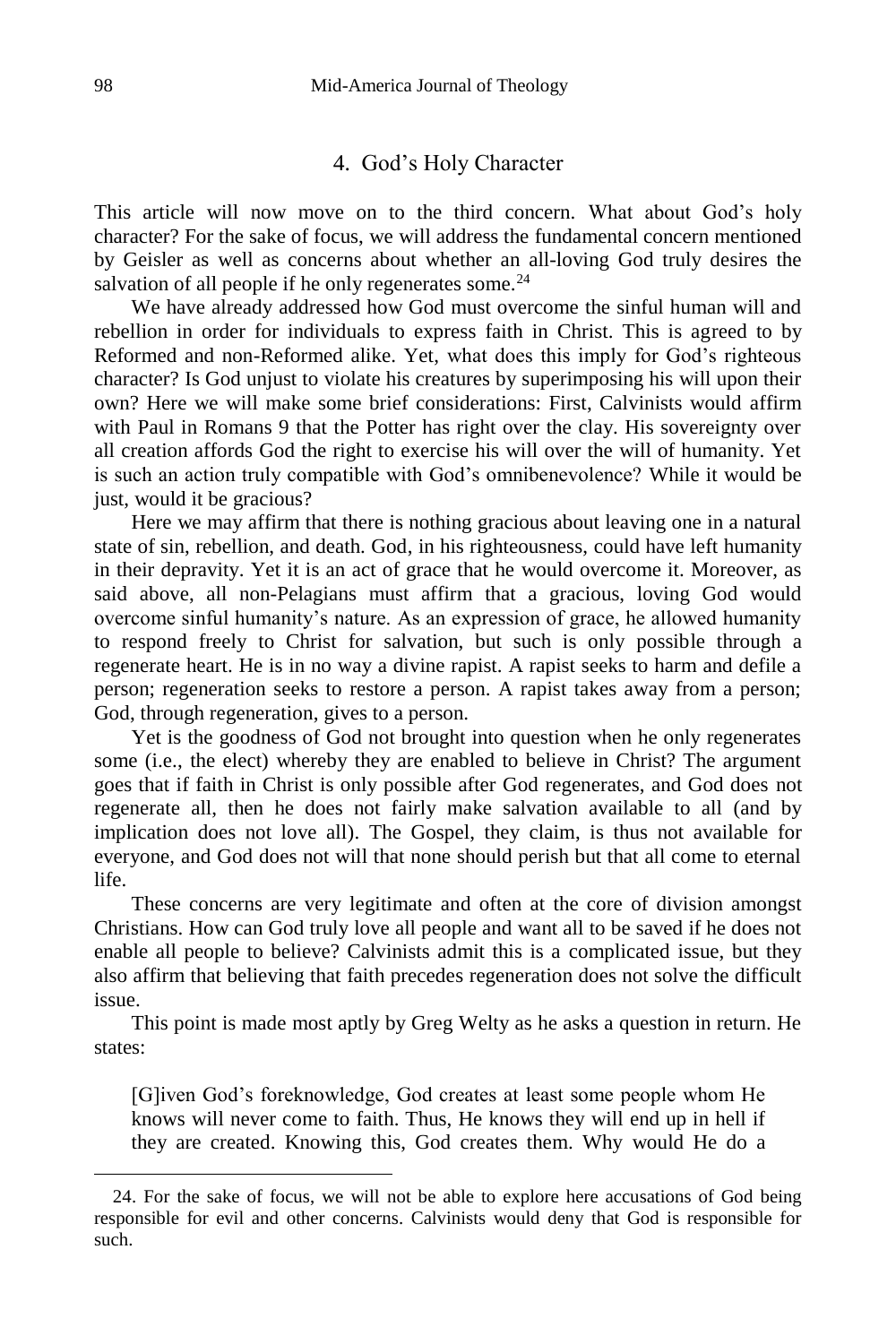## 4. God's Holy Character

This article will now move on to the third concern. What about God's holy character? For the sake of focus, we will address the fundamental concern mentioned by Geisler as well as concerns about whether an all-loving God truly desires the salvation of all people if he only regenerates some.[24]

We have already addressed how God must overcome the sinful human will and rebellion in order for individuals to express faith in Christ. This is agreed to by Reformed and non-Reformed alike. Yet, what does this imply for God's righteous character? Is God unjust to violate his creatures by superimposing his will upon their own? Here we will make some brief considerations: First, Calvinists would affirm with Paul in Romans 9 that the Potter has right over the clay. His sovereignty over all creation affords God the right to exercise his will over the will of humanity. Yet is such an action truly compatible with God's omnibenevolence? While it would be just, would it be gracious?

Here we may affirm that there is nothing gracious about leaving one in a natural state of sin, rebellion, and death. God, in his righteousness, could have left humanity in their depravity. Yet it is an act of grace that he would overcome it. Moreover, as said above, all non-Pelagians must affirm that a gracious, loving God would overcome sinful humanity's nature. As an expression of grace, he allowed humanity to respond freely to Christ for salvation, but such is only possible through a regenerate heart. He is in no way a divine rapist. A rapist seeks to harm and defile a person; regeneration seeks to restore a person. A rapist takes away from a person; God, through regeneration, gives to a person.

Yet is the goodness of God not brought into question when he only regenerates some (i.e., the elect) whereby they are enabled to believe in Christ? The argument goes that if faith in Christ is only possible after God regenerates, and God does not regenerate all, then he does not fairly make salvation available to all (and by implication does not love all). The Gospel, they claim, is thus not available for everyone, and God does not will that none should perish but that all come to eternal life.

These concerns are very legitimate and often at the core of division amongst Christians. How can God truly love all people and want all to be saved if he does not enable all people to believe? Calvinists admit this is a complicated issue, but they also affirm that believing that faith precedes regeneration does not solve the difficult issue.

This point is made most aptly by Greg Welty as he asks a question in return. He states:

> [G]iven God's foreknowledge, God creates at least some people whom He knows will never come to faith. Thus, He knows they will end up in hell if they are created. Knowing this, God creates them. Why would He do a

---

24. For the sake of focus, we will not be able to explore here accusations of God being responsible for evil and other concerns. Calvinists would deny that God is responsible for such.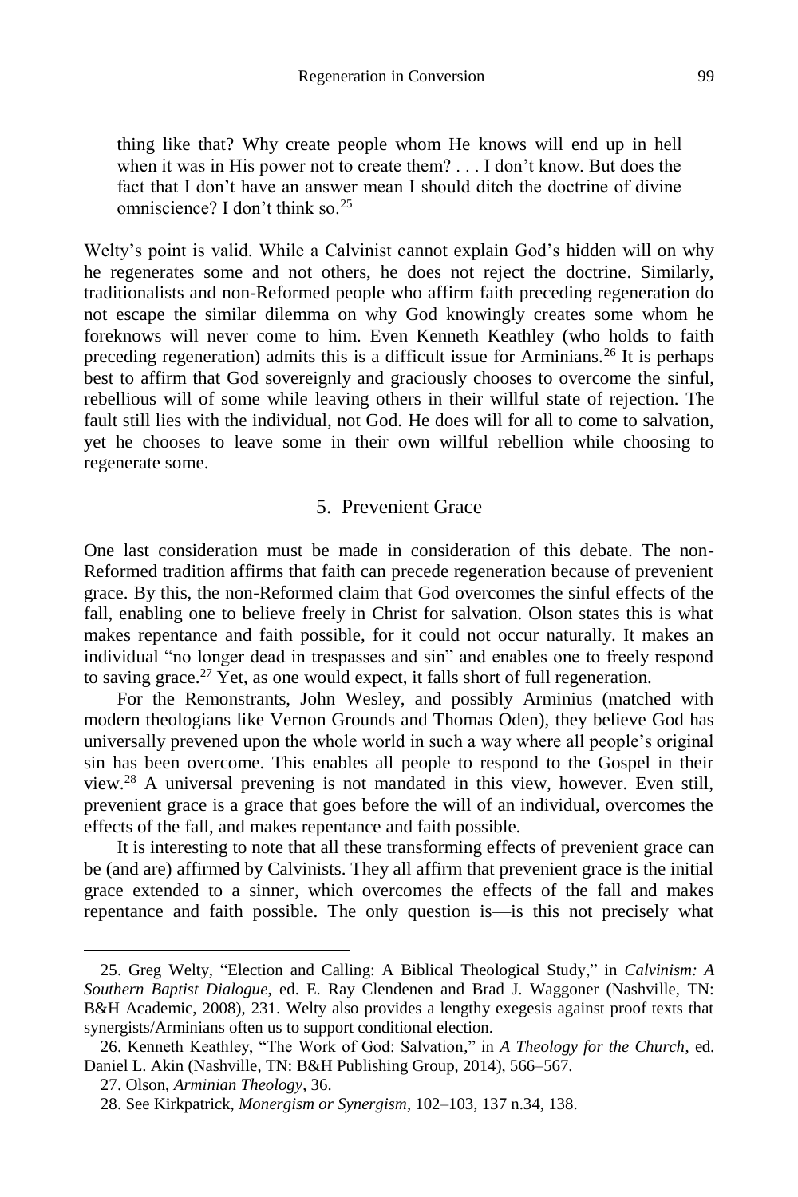> thing like that? Why create people whom He knows will end up in hell when it was in His power not to create them? . . . I don't know. But does the fact that I don't have an answer mean I should ditch the doctrine of divine omniscience? I don't think so.[25]

Welty's point is valid. While a Calvinist cannot explain God's hidden will on why he regenerates some and not others, he does not reject the doctrine. Similarly, traditionalists and non-Reformed people who affirm faith preceding regeneration do not escape the similar dilemma on why God knowingly creates some whom he foreknows will never come to him. Even Kenneth Keathley (who holds to faith preceding regeneration) admits this is a difficult issue for Arminians.[26] It is perhaps best to affirm that God sovereignly and graciously chooses to overcome the sinful, rebellious will of some while leaving others in their willful state of rejection. The fault still lies with the individual, not God. He does will for all to come to salvation, yet he chooses to leave some in their own willful rebellion while choosing to regenerate some.

## 5. Prevenient Grace

One last consideration must be made in consideration of this debate. The non-Reformed tradition affirms that faith can precede regeneration because of prevenient grace. By this, the non-Reformed claim that God overcomes the sinful effects of the fall, enabling one to believe freely in Christ for salvation. Olson states this is what makes repentance and faith possible, for it could not occur naturally. It makes an individual "no longer dead in trespasses and sin" and enables one to freely respond to saving grace.[27] Yet, as one would expect, it falls short of full regeneration.

For the Remonstrants, John Wesley, and possibly Arminius (matched with modern theologians like Vernon Grounds and Thomas Oden), they believe God has universally prevened upon the whole world in such a way where all people's original sin has been overcome. This enables all people to respond to the Gospel in their view.[28] A universal prevening is not mandated in this view, however. Even still, prevenient grace is a grace that goes before the will of an individual, overcomes the effects of the fall, and makes repentance and faith possible.

It is interesting to note that all these transforming effects of prevenient grace can be (and are) affirmed by Calvinists. They all affirm that prevenient grace is the initial grace extended to a sinner, which overcomes the effects of the fall and makes repentance and faith possible. The only question is—is this not precisely what

---

25. Greg Welty, "Election and Calling: A Biblical Theological Study," in *Calvinism: A Southern Baptist Dialogue*, ed. E. Ray Clendenen and Brad J. Waggoner (Nashville, TN: B&H Academic, 2008), 231. Welty also provides a lengthy exegesis against proof texts that synergists/Arminians often us to support conditional election.

26. Kenneth Keathley, "The Work of God: Salvation," in *A Theology for the Church*, ed. Daniel L. Akin (Nashville, TN: B&H Publishing Group, 2014), 566–567.

27. Olson, *Arminian Theology*, 36.

28. See Kirkpatrick, *Monergism or Synergism*, 102–103, 137 n.34, 138.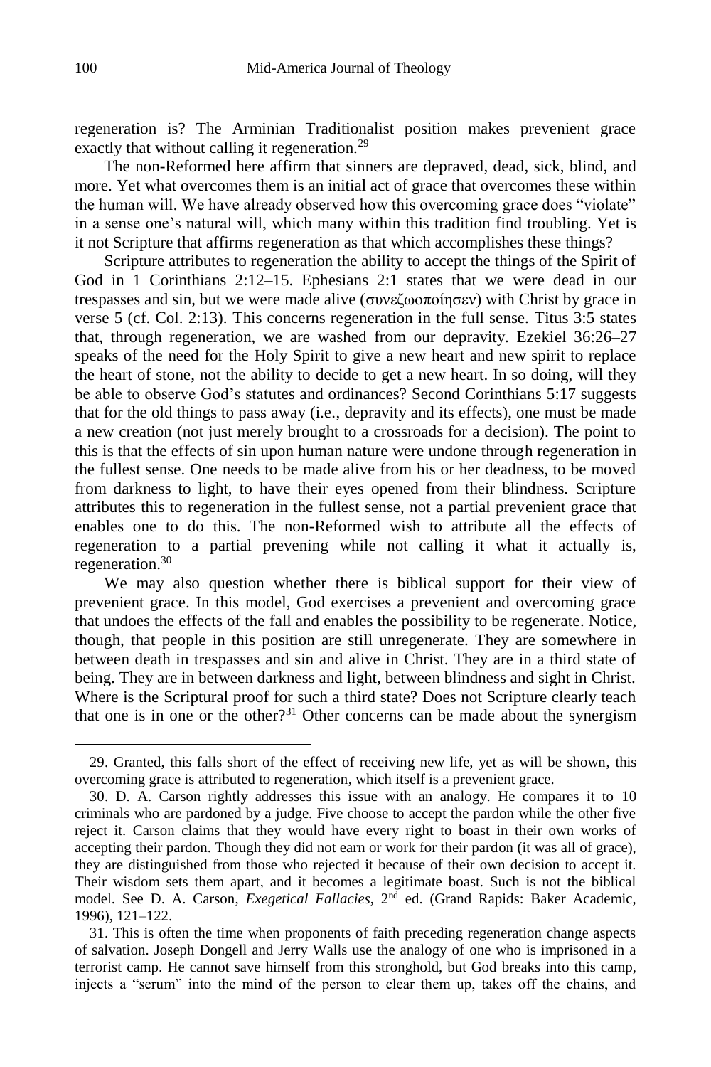regeneration is? The Arminian Traditionalist position makes prevenient grace exactly that without calling it regeneration.[29]

The non-Reformed here affirm that sinners are depraved, dead, sick, blind, and more. Yet what overcomes them is an initial act of grace that overcomes these within the human will. We have already observed how this overcoming grace does "violate" in a sense one's natural will, which many within this tradition find troubling. Yet is it not Scripture that affirms regeneration as that which accomplishes these things?

Scripture attributes to regeneration the ability to accept the things of the Spirit of God in 1 Corinthians 2:12–15. Ephesians 2:1 states that we were dead in our trespasses and sin, but we were made alive (συνεζωοποίησεν) with Christ by grace in verse 5 (cf. Col. 2:13). This concerns regeneration in the full sense. Titus 3:5 states that, through regeneration, we are washed from our depravity. Ezekiel 36:26–27 speaks of the need for the Holy Spirit to give a new heart and new spirit to replace the heart of stone, not the ability to decide to get a new heart. In so doing, will they be able to observe God's statutes and ordinances? Second Corinthians 5:17 suggests that for the old things to pass away (i.e., depravity and its effects), one must be made a new creation (not just merely brought to a crossroads for a decision). The point to this is that the effects of sin upon human nature were undone through regeneration in the fullest sense. One needs to be made alive from his or her deadness, to be moved from darkness to light, to have their eyes opened from their blindness. Scripture attributes this to regeneration in the fullest sense, not a partial prevenient grace that enables one to do this. The non-Reformed wish to attribute all the effects of regeneration to a partial prevening while not calling it what it actually is, regeneration.[30]

We may also question whether there is biblical support for their view of prevenient grace. In this model, God exercises a prevenient and overcoming grace that undoes the effects of the fall and enables the possibility to be regenerate. Notice, though, that people in this position are still unregenerate. They are somewhere in between death in trespasses and sin and alive in Christ. They are in a third state of being. They are in between darkness and light, between blindness and sight in Christ. Where is the Scriptural proof for such a third state? Does not Scripture clearly teach that one is in one or the other?[31] Other concerns can be made about the synergism

---

29. Granted, this falls short of the effect of receiving new life, yet as will be shown, this overcoming grace is attributed to regeneration, which itself is a prevenient grace.

30. D. A. Carson rightly addresses this issue with an analogy. He compares it to 10 criminals who are pardoned by a judge. Five choose to accept the pardon while the other five reject it. Carson claims that they would have every right to boast in their own works of accepting their pardon. Though they did not earn or work for their pardon (it was all of grace), they are distinguished from those who rejected it because of their own decision to accept it. Their wisdom sets them apart, and it becomes a legitimate boast. Such is not the biblical model. See D. A. Carson, *Exegetical Fallacies*, 2nd ed. (Grand Rapids: Baker Academic, 1996), 121–122.

31. This is often the time when proponents of faith preceding regeneration change aspects of salvation. Joseph Dongell and Jerry Walls use the analogy of one who is imprisoned in a terrorist camp. He cannot save himself from this stronghold, but God breaks into this camp, injects a "serum" into the mind of the person to clear them up, takes off the chains, and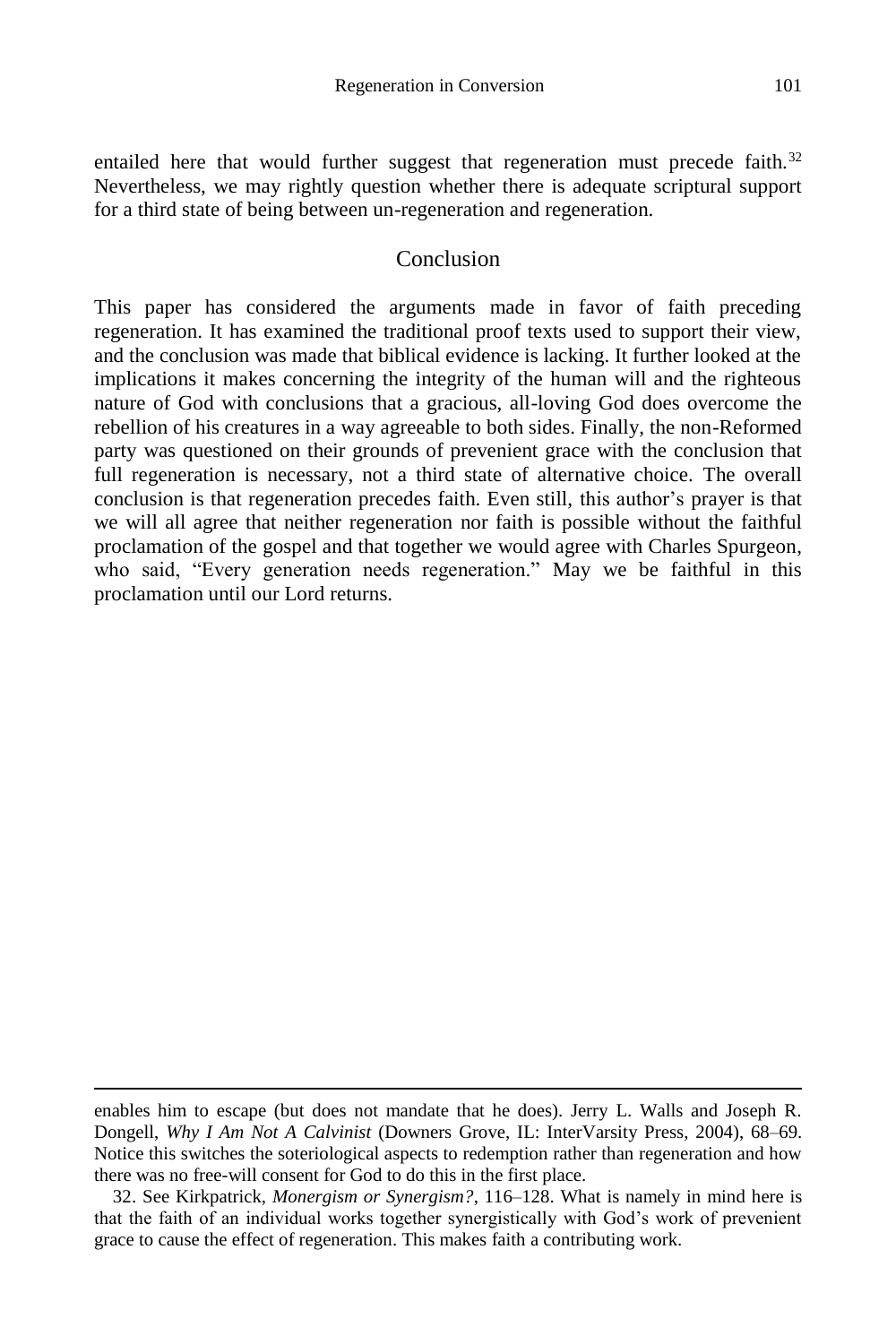entailed here that would further suggest that regeneration must precede faith.[32] Nevertheless, we may rightly question whether there is adequate scriptural support for a third state of being between un-regeneration and regeneration.

## Conclusion

This paper has considered the arguments made in favor of faith preceding regeneration. It has examined the traditional proof texts used to support their view, and the conclusion was made that biblical evidence is lacking. It further looked at the implications it makes concerning the integrity of the human will and the righteous nature of God with conclusions that a gracious, all-loving God does overcome the rebellion of his creatures in a way agreeable to both sides. Finally, the non-Reformed party was questioned on their grounds of prevenient grace with the conclusion that full regeneration is necessary, not a third state of alternative choice. The overall conclusion is that regeneration precedes faith. Even still, this author's prayer is that we will all agree that neither regeneration nor faith is possible without the faithful proclamation of the gospel and that together we would agree with Charles Spurgeon, who said, "Every generation needs regeneration." May we be faithful in this proclamation until our Lord returns.

---

enables him to escape (but does not mandate that he does). Jerry L. Walls and Joseph R. Dongell, *Why I Am Not A Calvinist* (Downers Grove, IL: InterVarsity Press, 2004), 68–69. Notice this switches the soteriological aspects to redemption rather than regeneration and how there was no free-will consent for God to do this in the first place.

32. See Kirkpatrick, *Monergism or Synergism?*, 116–128. What is namely in mind here is that the faith of an individual works together synergistically with God's work of prevenient grace to cause the effect of regeneration. This makes faith a contributing work.